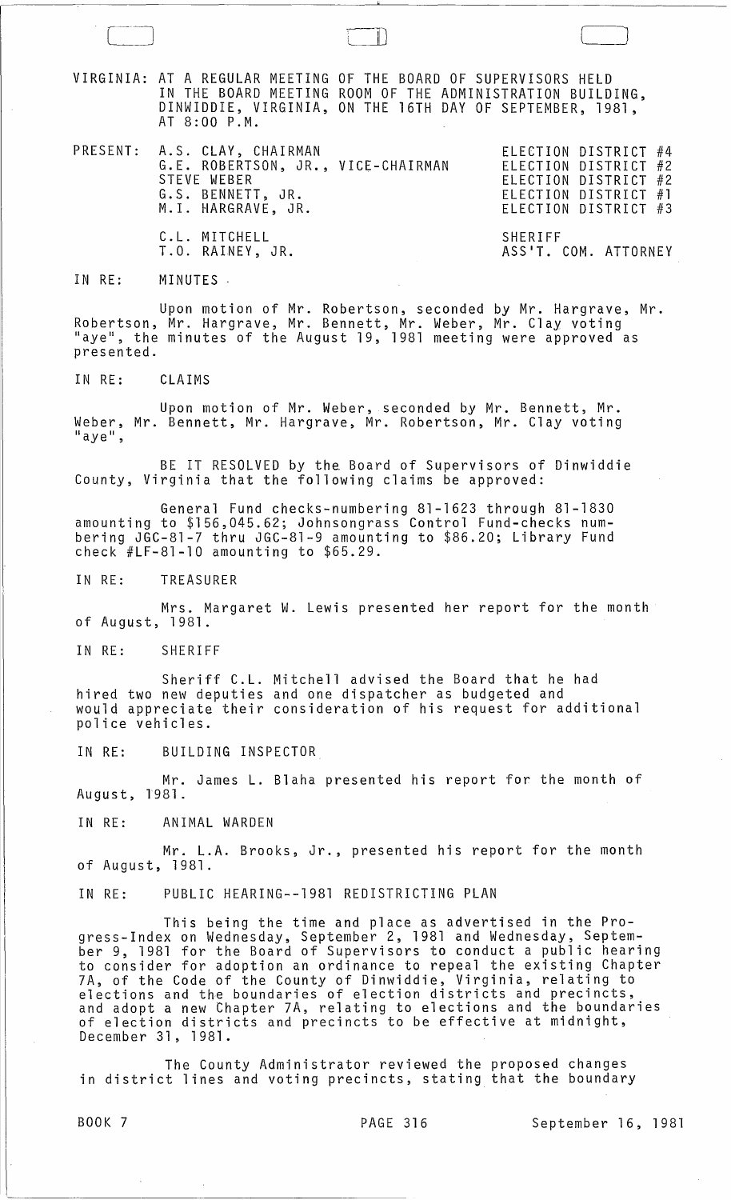VIRGINIA: AT A REGULAR MEETING OF THE BOARD OF SUPERVISORS HELD IN THE BOARD MEETING ROOM OF THE ADMINISTRATION BUILDING, DINWIDDIE, VIRGINIA, ON THE 16TH DAY OF SEPTEMBER, 1981, AT 8:00 P.M.

| PRESENT: | | |
|---|---|---|
| | A.S. CLAY, CHAIRMAN | ELECTION DISTRICT #4 |
| | G.E. ROBERTSON, JR., VICE-CHAIRMAN | ELECTION DISTRICT #2 |
| | STEVE WEBER | ELECTION DISTRICT #2 |
| | G.S. BENNETT, JR. | ELECTION DISTRICT #1 |
| | M.I. HARGRAVE, JR. | ELECTION DISTRICT #3 |
| | C.L. MITCHELL | SHERIFF |
| | T.O. RAINEY, JR. | ASS'T. COM. ATTORNEY |

IN RE: MINUTES

Upon motion of Mr. Robertson, seconded by Mr. Hargrave, Mr. Robertson, Mr. Hargrave, Mr. Bennett, Mr. Weber, Mr. Clay voting "aye", the minutes of the August 19, 1981 meeting were approved as presented.

IN RE: CLAIMS

Upon motion of Mr. Weber, seconded by Mr. Bennett, Mr. Weber, Mr. Bennett, Mr. Hargrave, Mr. Robertson, Mr. Clay voting "aye",

BE IT RESOLVED by the Board of Supervisors of Dinwiddie County, Virginia that the following claims be approved:

General Fund checks-numbering 81-1623 through 81-1830 amounting to $156,045.62; Johnsongrass Control Fund-checks numbering JGC-81-7 thru JGC-81-9 amounting to $86.20; Library Fund check #LF-81-10 amounting to $65.29.

IN RE: TREASURER

Mrs. Margaret W. Lewis presented her report for the month of August, 1981.

IN RE: SHERIFF

Sheriff C.L. Mitchell advised the Board that he had hired two new deputies and one dispatcher as budgeted and would appreciate their consideration of his request for additional police vehicles.

IN RE: BUILDING INSPECTOR

Mr. James L. Blaha presented his report for the month of August, 1981.

IN RE: ANIMAL WARDEN

Mr. L.A. Brooks, Jr., presented his report for the month of August, 1981.

IN RE: PUBLIC HEARING--1981 REDISTRICTING PLAN

This being the time and place as advertised in the Progress-Index on Wednesday, September 2, 1981 and Wednesday, September 9, 1981 for the Board of Supervisors to conduct a public hearing to consider for adoption an ordinance to repeal the existing Chapter 7A, of the Code of the County of Dinwiddie, Virginia, relating to elections and the boundaries of election districts and precincts, and adopt a new Chapter 7A, relating to elections and the boundaries of election districts and precincts to be effective at midnight, December 31, 1981.

The County Administrator reviewed the proposed changes in district lines and voting precincts, stating that the boundary

BOOK 7 PAGE 316 September 16, 1981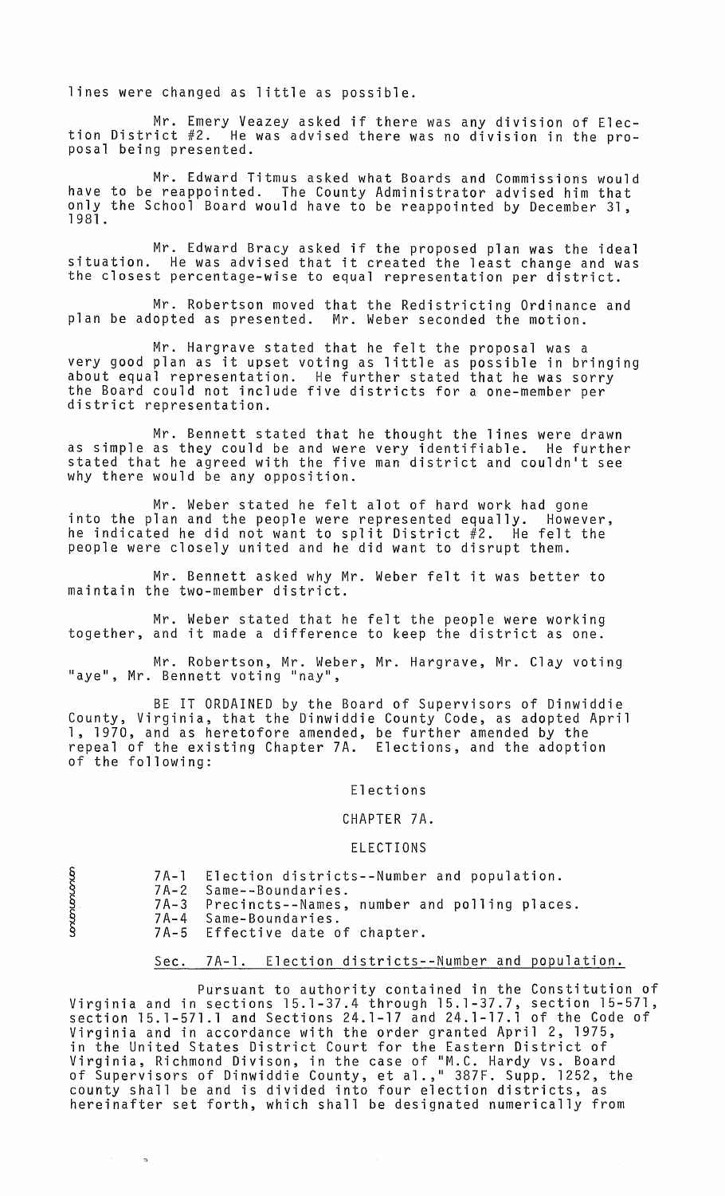lines were changed as little as possible.

Mr. Emery Veazey asked if there was any division of Election District #2. He was advised there was no division in the proposal being presented.

Mr. Edward Titmus asked what Boards and Commissions would have to be reappointed. The County Administrator advised him that only the School Board would have to be reappointed by December 31, 1981.

Mr. Edward Bracy asked if the proposed plan was the ideal situation. He was advised that it created the least change and was the closest percentage-wise to equal representation per district.

Mr. Robertson moved that the Redistricting Ordinance and plan be adopted as presented. Mr. Weber seconded the motion.

Mr. Hargrave stated that he felt the proposal was a very good plan as it upset voting as little as possible in bringing about equal representation. He further stated that he was sorry the Board could not include five districts for a one-member per district representation.

Mr. Bennett stated that he thought the lines were drawn as simple as they could be and were very identifiable. He further stated that he agreed with the five man district and couldn't see why there would be any opposition.

Mr. Weber stated he felt alot of hard work had gone into the plan and the people were represented equally. However, he indicated he did not want to split District #2. He felt the people were closely united and he did want to disrupt them.

Mr. Bennett asked why Mr. Weber felt it was better to maintain the two-member district.

Mr. Weber stated that he felt the people were working together, and it made a difference to keep the district as one.

Mr. Robertson, Mr. Weber, Mr. Hargrave, Mr. Clay voting "aye", Mr. Bennett voting "nay",

BE IT ORDAINED by the Board of Supervisors of Dinwiddie County, Virginia, that the Dinwiddie County Code, as adopted April 1, 1970, and as heretofore amended, be further amended by the repeal of the existing Chapter 7A. Elections, and the adoption of the following:

Elections

CHAPTER 7A.

ELECTIONS

§ 7A-1 Election districts--Number and population.
§ 7A-2 Same--Boundaries.
§ 7A-3 Precincts--Names, number and polling places.
§ 7A-4 Same-Boundaries.
§ 7A-5 Effective date of chapter.

Sec. 7A-1. Election districts--Number and population.

Pursuant to authority contained in the Constitution of Virginia and in sections 15.1-37.4 through 15.1-37.7, section 15-571, section 15.1-571.1 and Sections 24.1-17 and 24.1-17.1 of the Code of Virginia and in accordance with the order granted April 2, 1975, in the United States District Court for the Eastern District of Virginia, Richmond Divison, in the case of "M.C. Hardy vs. Board of Supervisors of Dinwiddie County, et al.," 387F. Supp. 1252, the county shall be and is divided into four election districts, as hereinafter set forth, which shall be designated numerically from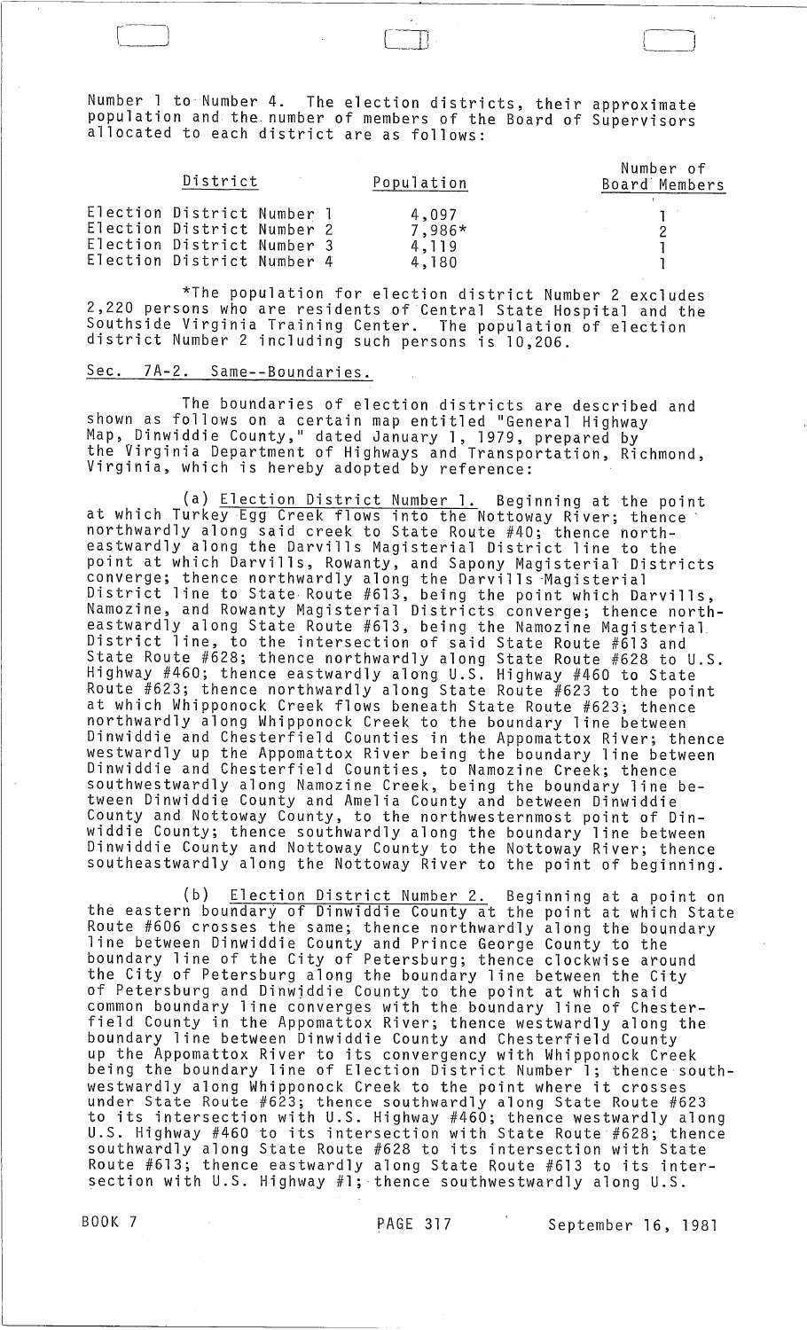Number 1 to Number 4. The election districts, their approximate population and the number of members of the Board of Supervisors allocated to each district are as follows:

| District | Population | Number of Board Members |
|---|---|---|
| Election District Number 1 | 4,097 | 1 |
| Election District Number 2 | 7,986* | 2 |
| Election District Number 3 | 4,119 | 1 |
| Election District Number 4 | 4,180 | 1 |

*The population for election district Number 2 excludes 2,220 persons who are residents of Central State Hospital and the Southside Virginia Training Center. The population of election district Number 2 including such persons is 10,206.

## Sec. 7A-2. Same--Boundaries.

The boundaries of election districts are described and shown as follows on a certain map entitled "General Highway Map, Dinwiddie County," dated January 1, 1979, prepared by the Virginia Department of Highways and Transportation, Richmond, Virginia, which is hereby adopted by reference:

(a) Election District Number 1. Beginning at the point at which Turkey Egg Creek flows into the Nottoway River; thence northwardly along said creek to State Route #40; thence northeastwardly along the Darvills Magisterial District line to the point at which Darvills, Rowanty, and Sapony Magisterial Districts converge; thence northwardly along the Darvills Magisterial District line to State Route #613, being the point which Darvills, Namozine, and Rowanty Magisterial Districts converge; thence northeastwardly along State Route #613, being the Namozine Magisterial District line, to the intersection of said State Route #613 and State Route #628; thence northwardly along State Route #628 to U.S. Highway #460; thence eastwardly along U.S. Highway #460 to State Route #623; thence northwardly along State Route #623 to the point at which Whipponock Creek flows beneath State Route #623; thence northwardly along Whipponock Creek to the boundary line between Dinwiddie and Chesterfield Counties in the Appomattox River; thence westwardly up the Appomattox River being the boundary line between Dinwiddie and Chesterfield Counties, to Namozine Creek; thence southwestwardly along Namozine Creek, being the boundary line between Dinwiddie County and Amelia County and between Dinwiddie County and Nottoway County, to the northwesternmost point of Dinwiddie County; thence southwardly along the boundary line between Dinwiddie County and Nottoway County to the Nottoway River; thence southeastwardly along the Nottoway River to the point of beginning.

(b) Election District Number 2. Beginning at a point on the eastern boundary of Dinwiddie County at the point at which State Route #606 crosses the same; thence northwardly along the boundary line between Dinwiddie County and Prince George County to the boundary line of the City of Petersburg; thence clockwise around the City of Petersburg along the boundary line between the City of Petersburg and Dinwiddie County to the point at which said common boundary line converges with the boundary line of Chesterfield County in the Appomattox River; thence westwardly along the boundary line between Dinwiddie County and Chesterfield County up the Appomattox River to its convergency with Whipponock Creek being the boundary line of Election District Number 1; thence southwestwardly along Whipponock Creek to the point where it crosses under State Route #623; thence southwardly along State Route #623 to its intersection with U.S. Highway #460; thence westwardly along U.S. Highway #460 to its intersection with State Route #628; thence southwardly along State Route #628 to its intersection with State Route #613; thence eastwardly along State Route #613 to its intersection with U.S. Highway #1; thence southwestwardly along U.S.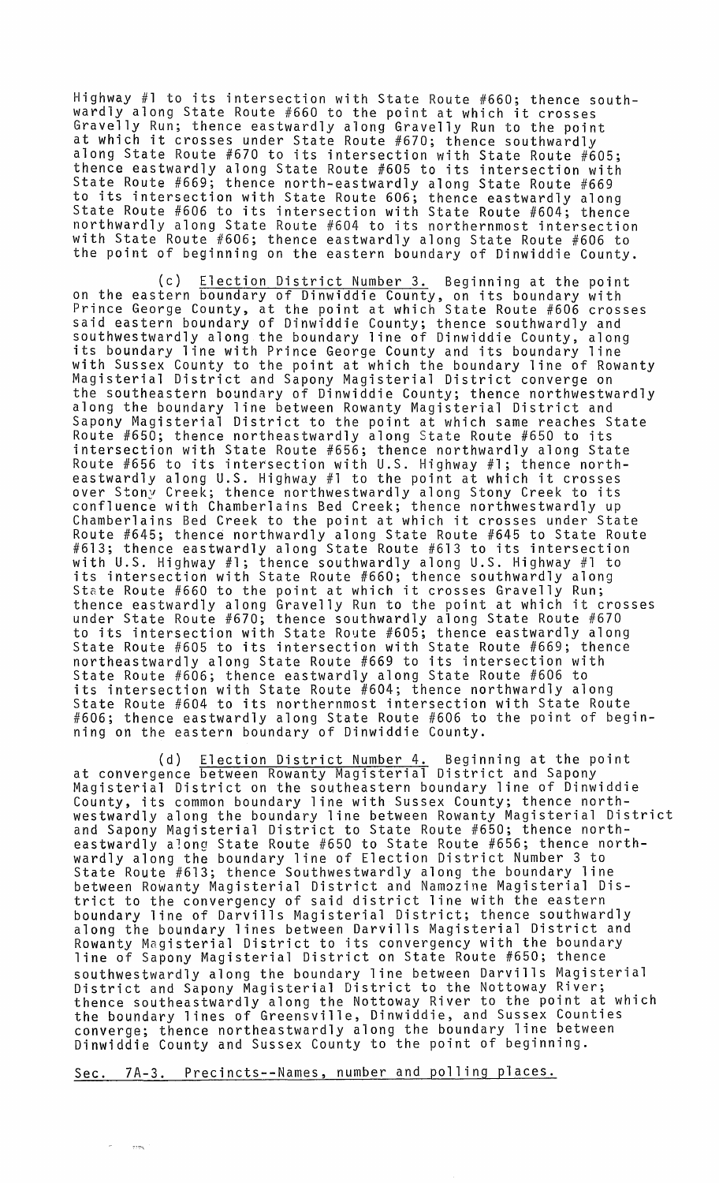Highway #1 to its intersection with State Route #660; thence southwardly along State Route #660 to the point at which it crosses Gravelly Run; thence eastwardly along Gravelly Run to the point at which it crosses under State Route #670; thence southwardly along State Route #670 to its intersection with State Route #605; thence eastwardly along State Route #605 to its intersection with State Route #669; thence north-eastwardly along State Route #669 to its intersection with State Route 606; thence eastwardly along State Route #606 to its intersection with State Route #604; thence northwardly along State Route #604 to its northernmost intersection with State Route #606; thence eastwardly along State Route #606 to the point of beginning on the eastern boundary of Dinwiddie County.

(c) Election District Number 3. Beginning at the point on the eastern boundary of Dinwiddie County, on its boundary with Prince George County, at the point at which State Route #606 crosses said eastern boundary of Dinwiddie County; thence southwardly and southwestwardly along the boundary line of Dinwiddie County, along its boundary line with Prince George County and its boundary line with Sussex County to the point at which the boundary line of Rowanty Magisterial District and Sapony Magisterial District converge on the southeastern boundary of Dinwiddie County; thence northwestwardly along the boundary line between Rowanty Magisterial District and Sapony Magisterial District to the point at which same reaches State Route #650; thence northeastwardly along State Route #650 to its intersection with State Route #656; thence northwardly along State Route #656 to its intersection with U.S. Highway #1; thence northeastwardly along U.S. Highway #1 to the point at which it crosses over Stony Creek; thence northwestwardly along Stony Creek to its confluence with Chamberlains Bed Creek; thence northwestwardly up Chamberlains Bed Creek to the point at which it crosses under State Route #645; thence northwardly along State Route #645 to State Route #613; thence eastwardly along State Route #613 to its intersection with U.S. Highway #1; thence southwardly along U.S. Highway #1 to its intersection with State Route #660; thence southwardly along State Route #660 to the point at which it crosses Gravelly Run; thence eastwardly along Gravelly Run to the point at which it crosses under State Route #670; thence southwardly along State Route #670 to its intersection with State Route #605; thence eastwardly along State Route #605 to its intersection with State Route #669; thence northeastwardly along State Route #669 to its intersection with State Route #606; thence eastwardly along State Route #606 to its intersection with State Route #604; thence northwardly along State Route #604 to its northernmost intersection with State Route #606; thence eastwardly along State Route #606 to the point of beginning on the eastern boundary of Dinwiddie County.

(d) Election District Number 4. Beginning at the point at convergence between Rowanty Magisterial District and Sapony Magisterial District on the southeastern boundary line of Dinwiddie County, its common boundary line with Sussex County; thence northwestwardly along the boundary line between Rowanty Magisterial District and Sapony Magisterial District to State Route #650; thence northeastwardly along State Route #650 to State Route #656; thence northwardly along the boundary line of Election District Number 3 to State Route #613; thence Southwestwardly along the boundary line between Rowanty Magisterial District and Namozine Magisterial District to the convergency of said district line with the eastern boundary line of Darvills Magisterial District; thence southwardly along the boundary lines between Darvills Magisterial District and Rowanty Magisterial District to its convergency with the boundary line of Sapony Magisterial District on State Route #650; thence southwestwardly along the boundary line between Darvills Magisterial District and Sapony Magisterial District to the Nottoway River; thence southeastwardly along the Nottoway River to the point at which the boundary lines of Greensville, Dinwiddie, and Sussex Counties converge; thence northeastwardly along the boundary line between Dinwiddie County and Sussex County to the point of beginning.

Sec. 7A-3. Precincts--Names, number and polling places.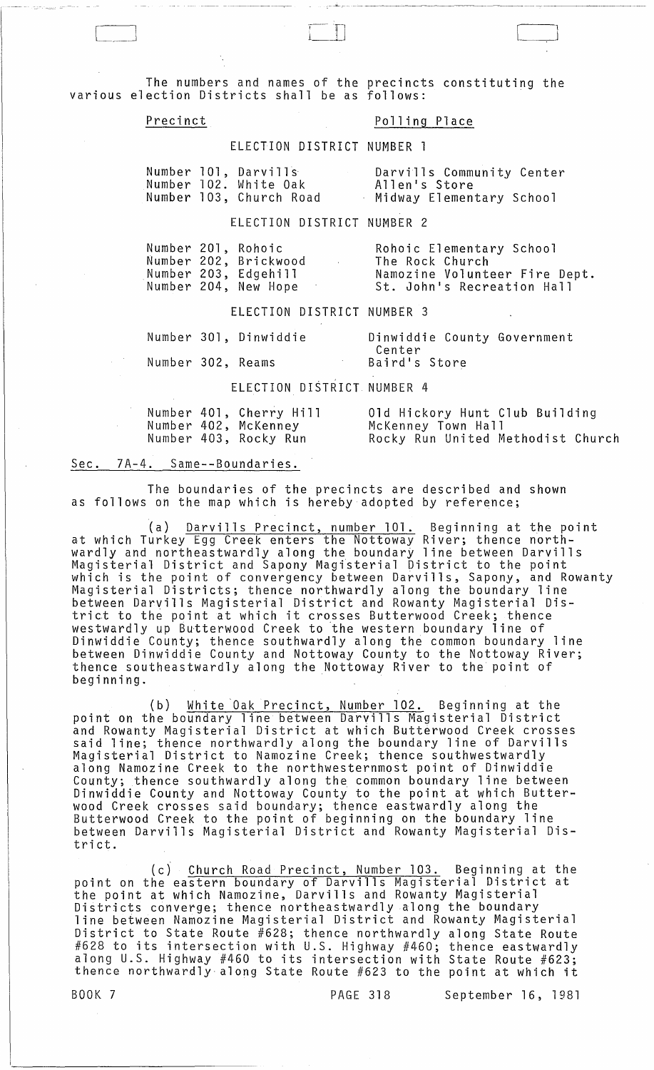The numbers and names of the precincts constituting the various election Districts shall be as follows:

| Precinct | Polling Place |
|---|---|
| ELECTION DISTRICT NUMBER 1 | |
| Number 101, Darvills | Darvills Community Center |
| Number 102. White Oak | Allen's Store |
| Number 103, Church Road | Midway Elementary School |
| ELECTION DISTRICT NUMBER 2 | |
| Number 201, Rohoic | Rohoic Elementary School |
| Number 202, Brickwood | The Rock Church |
| Number 203, Edgehill | Namozine Volunteer Fire Dept. |
| Number 204, New Hope | St. John's Recreation Hall |
| ELECTION DISTRICT NUMBER 3 | |
| Number 301, Dinwiddie | Dinwiddie County Government Center |
| Number 302, Reams | Baird's Store |
| ELECTION DISTRICT NUMBER 4 | |
| Number 401, Cherry Hill | Old Hickory Hunt Club Building |
| Number 402, McKenney | McKenney Town Hall |
| Number 403, Rocky Run | Rocky Run United Methodist Church |

Sec. 7A-4. Same--Boundaries.

The boundaries of the precincts are described and shown as follows on the map which is hereby adopted by reference;

(a) Darvills Precinct, number 101. Beginning at the point at which Turkey Egg Creek enters the Nottoway River; thence northwardly and northeastwardly along the boundary line between Darvills Magisterial District and Sapony Magisterial District to the point which is the point of convergency between Darvills, Sapony, and Rowanty Magisterial Districts; thence northwardly along the boundary line between Darvills Magisterial District and Rowanty Magisterial District to the point at which it crosses Butterwood Creek; thence westwardly up Butterwood Creek to the western boundary line of Dinwiddie County; thence southwardly along the common boundary line between Dinwiddie County and Nottoway County to the Nottoway River; thence southeastwardly along the Nottoway River to the point of beginning.

(b) White Oak Precinct, Number 102. Beginning at the point on the boundary line between Darvills Magisterial District and Rowanty Magisterial District at which Butterwood Creek crosses said line; thence northwardly along the boundary line of Darvills Magisterial District to Namozine Creek; thence southwestwardly along Namozine Creek to the northwesternmost point of Dinwiddie County; thence southwardly along the common boundary line between Dinwiddie County and Nottoway County to the point at which Butterwood Creek crosses said boundary; thence eastwardly along the Butterwood Creek to the point of beginning on the boundary line between Darvills Magisterial District and Rowanty Magisterial District.

(c) Church Road Precinct, Number 103. Beginning at the point on the eastern boundary of Darvills Magisterial District at the point at which Namozine, Darvills and Rowanty Magisterial Districts converge; thence northeastwardly along the boundary line between Namozine Magisterial District and Rowanty Magisterial District to State Route #628; thence northwardly along State Route #628 to its intersection with U.S. Highway #460; thence eastwardly along U.S. Highway #460 to its intersection with State Route #623; thence northwardly along State Route #623 to the point at which it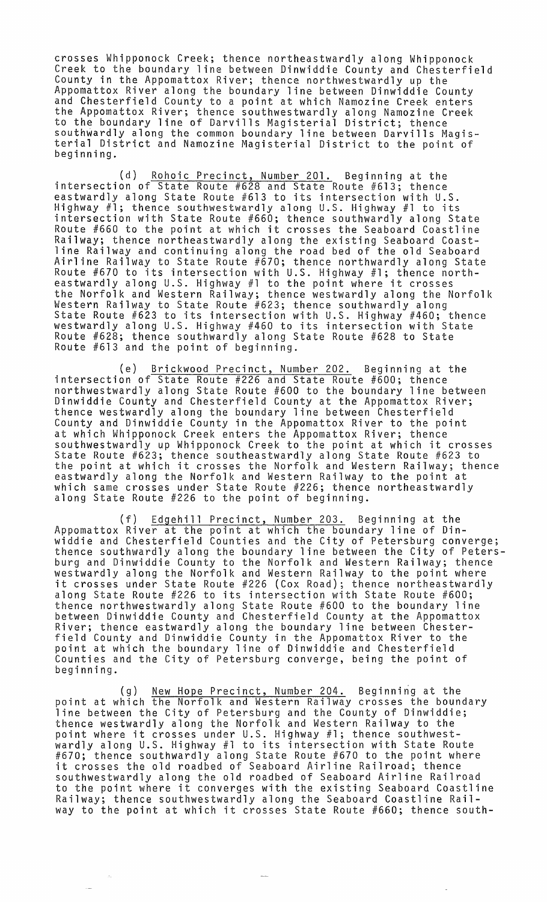crosses Whipponock Creek; thence northeastwardly along Whipponock Creek to the boundary line between Dinwiddie County and Chesterfield County in the Appomattox River; thence northwestwardly up the Appomattox River along the boundary line between Dinwiddie County and Chesterfield County to a point at which Namozine Creek enters the Appomattox River; thence southwestwardly along Namozine Creek to the boundary line of Darvills Magisterial District; thence southwardly along the common boundary line between Darvills Magisterial District and Namozine Magisterial District to the point of beginning.

(d) Rohoic Precinct, Number 201. Beginning at the intersection of State Route #628 and State Route #613; thence eastwardly along State Route #613 to its intersection with U.S. Highway #1; thence southwestwardly along U.S. Highway #1 to its intersection with State Route #660; thence southwardly along State Route #660 to the point at which it crosses the Seaboard Coastline Railway; thence northeastwardly along the existing Seaboard Coastline Railway and continuing along the road bed of the old Seaboard Airline Railway to State Route #670; thence northwardly along State Route #670 to its intersection with U.S. Highway #1; thence northeastwardly along U.S. Highway #1 to the point where it crosses the Norfolk and Western Railway; thence westwardly along the Norfolk Western Railway to State Route #623; thence southwardly along State Route #623 to its intersection with U.S. Highway #460; thence westwardly along U.S. Highway #460 to its intersection with State Route #628; thence southwardly along State Route #628 to State Route #613 and the point of beginning.

(e) Brickwood Precinct, Number 202. Beginning at the intersection of State Route #226 and State Route #600; thence northwestwardly along State Route #600 to the boundary line between Dinwiddie County and Chesterfield County at the Appomattox River; thence westwardly along the boundary line between Chesterfield County and Dinwiddie County in the Appomattox River to the point at which Whipponock Creek enters the Appomattox River; thence southwestwardly up Whipponock Creek to the point at which it crosses State Route #623; thence southeastwardly along State Route #623 to the point at which it crosses the Norfolk and Western Railway; thence eastwardly along the Norfolk and Western Railway to the point at which same crosses under State Route #226; thence northeastwardly along State Route #226 to the point of beginning.

(f) Edgehill Precinct, Number 203. Beginning at the Appomattox River at the point at which the boundary line of Dinwiddie and Chesterfield Counties and the City of Petersburg converge; thence southwardly along the boundary line between the City of Petersburg and Dinwiddie County to the Norfolk and Western Railway; thence westwardly along the Norfolk and Western Railway to the point where it crosses under State Route #226 (Cox Road); thence northeastwardly along State Route #226 to its intersection with State Route #600; thence northwestwardly along State Route #600 to the boundary line between Dinwiddie County and Chesterfield County at the Appomattox River; thence eastwardly along the boundary line between Chesterfield County and Dinwiddie County in the Appomattox River to the point at which the boundary line of Dinwiddie and Chesterfield Counties and the City of Petersburg converge, being the point of beginning.

(g) New Hope Precinct, Number 204. Beginning at the point at which the Norfolk and Western Railway crosses the boundary line between the City of Petersburg and the County of Dinwiddie; thence westwardly along the Norfolk and Western Railway to the point where it crosses under U.S. Highway #1; thence southwestwardly along U.S. Highway #1 to its intersection with State Route #670; thence southwardly along State Route #670 to the point where it crosses the old roadbed of Seaboard Airline Railroad; thence southwestwardly along the old roadbed of Seaboard Airline Railroad to the point where it converges with the existing Seaboard Coastline Railway; thence southwestwardly along the Seaboard Coastline Railway to the point at which it crosses State Route #660; thence south-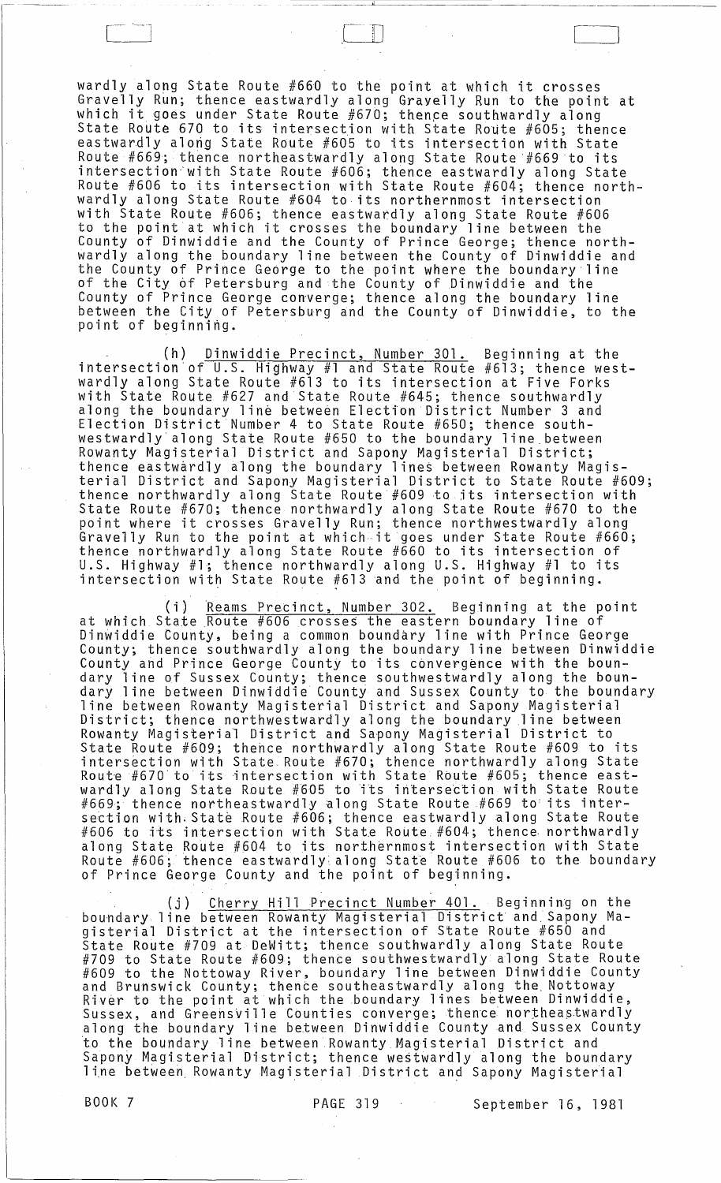wardly along State Route #660 to the point at which it crosses Gravelly Run; thence eastwardly along Gravelly Run to the point at which it goes under State Route #670; thence southwardly along State Route 670 to its intersection with State Route #605; thence eastwardly along State Route #605 to its intersection with State Route #669; thence northeastwardly along State Route #669 to its intersection with State Route #606; thence eastwardly along State Route #606 to its intersection with State Route #604; thence northwardly along State Route #604 to its northernmost intersection with State Route #606; thence eastwardly along State Route #606 to the point at which it crosses the boundary line between the County of Dinwiddie and the County of Prince George; thence northwardly along the boundary line between the County of Dinwiddie and the County of Prince George to the point where the boundary line of the City of Petersburg and the County of Dinwiddie and the County of Prince George converge; thence along the boundary line between the City of Petersburg and the County of Dinwiddie, to the point of beginning.

(h) Dinwiddie Precinct, Number 301. Beginning at the intersection of U.S. Highway #1 and State Route #613; thence westwardly along State Route #613 to its intersection at Five Forks with State Route #627 and State Route #645; thence southwardly along the boundary line between Election District Number 3 and Election District Number 4 to State Route #650; thence southwestwardly along State Route #650 to the boundary line between Rowanty Magisterial District and Sapony Magisterial District; thence eastwardly along the boundary lines between Rowanty Magisterial District and Sapony Magisterial District to State Route #609; thence northwardly along State Route #609 to its intersection with State Route #670; thence northwardly along State Route #670 to the point where it crosses Gravelly Run; thence northwestwardly along Gravelly Run to the point at which it goes under State Route #660; thence northwardly along State Route #660 to its intersection of U.S. Highway #1; thence northwardly along U.S. Highway #1 to its intersection with State Route #613 and the point of beginning.

(i) Reams Precinct, Number 302. Beginning at the point at which State Route #606 crosses the eastern boundary line of Dinwiddie County, being a common boundary line with Prince George County; thence southwardly along the boundary line between Dinwiddie County and Prince George County to its convergence with the boundary line of Sussex County; thence southwestwardly along the boundary line between Dinwiddie County and Sussex County to the boundary line between Rowanty Magisterial District and Sapony Magisterial District; thence northwestwardly along the boundary line between Rowanty Magisterial District and Sapony Magisterial District to State Route #609; thence northwardly along State Route #609 to its intersection with State Route #670; thence northwardly along State Route #670 to its intersection with State Route #605; thence eastwardly along State Route #605 to its intersection with State Route #669; thence northeastwardly along State Route #669 to its intersection with State Route #606; thence eastwardly along State Route #606 to its intersection with State Route #604; thence northwardly along State Route #604 to its northernmost intersection with State Route #606; thence eastwardly along State Route #606 to the boundary of Prince George County and the point of beginning.

(j) Cherry Hill Precinct Number 401. Beginning on the boundary line between Rowanty Magisterial District and Sapony Magisterial District at the intersection of State Route #650 and State Route #709 at DeWitt; thence southwardly along State Route #709 to State Route #609; thence southwestwardly along State Route #609 to the Nottoway River, boundary line between Dinwiddie County and Brunswick County; thence southeastwardly along the Nottoway River to the point at which the boundary lines between Dinwiddie, Sussex, and Greensville Counties converge; thence northeastwardly along the boundary line between Dinwiddie County and Sussex County to the boundary line between Rowanty Magisterial District and Sapony Magisterial District; thence westwardly along the boundary line between Rowanty Magisterial District and Sapony Magisterial

BOOK 7 PAGE 319 September 16, 1981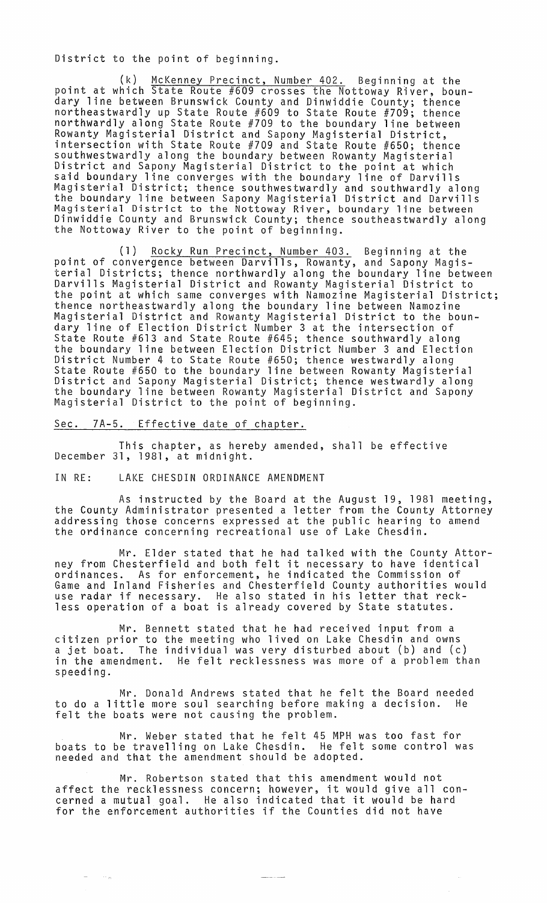District to the point of beginning.

(k) McKenney Precinct, Number 402. Beginning at the point at which State Route #609 crosses the Nottoway River, boundary line between Brunswick County and Dinwiddie County; thence northeastwardly up State Route #609 to State Route #709; thence northwardly along State Route #709 to the boundary line between Rowanty Magisterial District and Sapony Magisterial District, intersection with State Route #709 and State Route #650; thence southwestwardly along the boundary between Rowanty Magisterial District and Sapony Magisterial District to the point at which said boundary line converges with the boundary line of Darvills Magisterial District; thence southwestwardly and southwardly along the boundary line between Sapony Magisterial District and Darvills Magisterial District to the Nottoway River, boundary line between Dinwiddie County and Brunswick County; thence southeastwardly along the Nottoway River to the point of beginning.

(l) Rocky Run Precinct, Number 403. Beginning at the point of convergence between Darvills, Rowanty, and Sapony Magisterial Districts; thence northwardly along the boundary line between Darvills Magisterial District and Rowanty Magisterial District to the point at which same converges with Namozine Magisterial District; thence northeastwardly along the boundary line between Namozine Magisterial District and Rowanty Magisterial District to the boundary line of Election District Number 3 at the intersection of State Route #613 and State Route #645; thence southwardly along the boundary line between Election District Number 3 and Election District Number 4 to State Route #650; thence westwardly along State Route #650 to the boundary line between Rowanty Magisterial District and Sapony Magisterial District; thence westwardly along the boundary line between Rowanty Magisterial District and Sapony Magisterial District to the point of beginning.

Sec. 7A-5. Effective date of chapter.

This chapter, as hereby amended, shall be effective December 31, 1981, at midnight.

IN RE: LAKE CHESDIN ORDINANCE AMENDMENT

As instructed by the Board at the August 19, 1981 meeting, the County Administrator presented a letter from the County Attorney addressing those concerns expressed at the public hearing to amend the ordinance concerning recreational use of Lake Chesdin.

Mr. Elder stated that he had talked with the County Attorney from Chesterfield and both felt it necessary to have identical ordinances. As for enforcement, he indicated the Commission of Game and Inland Fisheries and Chesterfield County authorities would use radar if necessary. He also stated in his letter that reckless operation of a boat is already covered by State statutes.

Mr. Bennett stated that he had received input from a citizen prior to the meeting who lived on Lake Chesdin and owns a jet boat. The individual was very disturbed about (b) and (c) in the amendment. He felt recklessness was more of a problem than speeding.

Mr. Donald Andrews stated that he felt the Board needed to do a little more soul searching before making a decision. He felt the boats were not causing the problem.

Mr. Weber stated that he felt 45 MPH was too fast for boats to be travelling on Lake Chesdin. He felt some control was needed and that the amendment should be adopted.

Mr. Robertson stated that this amendment would not affect the recklessness concern; however, it would give all concerned a mutual goal. He also indicated that it would be hard for the enforcement authorities if the Counties did not have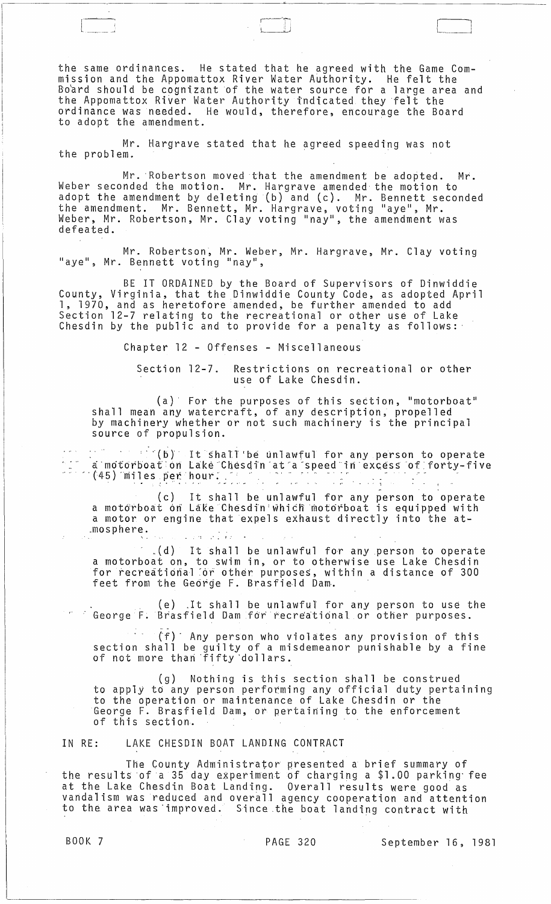the same ordinances. He stated that he agreed with the Game Commission and the Appomattox River Water Authority. He felt the Board should be cognizant of the water source for a large area and the Appomattox River Water Authority indicated they felt the ordinance was needed. He would, therefore, encourage the Board to adopt the amendment.

Mr. Hargrave stated that he agreed speeding was not the problem.

Mr. Robertson moved that the amendment be adopted. Mr. Weber seconded the motion. Mr. Hargrave amended the motion to adopt the amendment by deleting (b) and (c). Mr. Bennett seconded the amendment. Mr. Bennett, Mr. Hargrave, voting "aye", Mr. Weber, Mr. Robertson, Mr. Clay voting "nay", the amendment was defeated.

Mr. Robertson, Mr. Weber, Mr. Hargrave, Mr. Clay voting "aye", Mr. Bennett voting "nay",

BE IT ORDAINED by the Board of Supervisors of Dinwiddie County, Virginia, that the Dinwiddie County Code, as adopted April 1, 1970, and as heretofore amended, be further amended to add Section 12-7 relating to the recreational or other use of Lake Chesdin by the public and to provide for a penalty as follows:

Chapter 12 - Offenses - Miscellaneous

Section 12-7. Restrictions on recreational or other use of Lake Chesdin.

(a) For the purposes of this section, "motorboat" shall mean any watercraft, of any description, propelled by machinery whether or not such machinery is the principal source of propulsion.

(b) It shall be unlawful for any person to operate a motorboat on Lake Chesdin at a speed in excess of forty-five (45) miles per hour.

(c) It shall be unlawful for any person to operate a motorboat on Lake Chesdin which motorboat is equipped with a motor or engine that expels exhaust directly into the atmosphere.

(d) It shall be unlawful for any person to operate a motorboat on, to swim in, or to otherwise use Lake Chesdin for recreational or other purposes, within a distance of 300 feet from the George F. Brasfield Dam.

(e) It shall be unlawful for any person to use the George F. Brasfield Dam for recreational or other purposes.

(f) Any person who violates any provision of this section shall be guilty of a misdemeanor punishable by a fine of not more than fifty dollars.

(g) Nothing is this section shall be construed to apply to any person performing any official duty pertaining to the operation or maintenance of Lake Chesdin or the George F. Brasfield Dam, or pertaining to the enforcement of this section.

IN RE: LAKE CHESDIN BOAT LANDING CONTRACT

The County Administrator presented a brief summary of the results of a 35 day experiment of charging a $1.00 parking fee at the Lake Chesdin Boat Landing. Overall results were good as vandalism was reduced and overall agency cooperation and attention to the area was improved. Since the boat landing contract with

BOOK 7 PAGE 320 September 16, 1981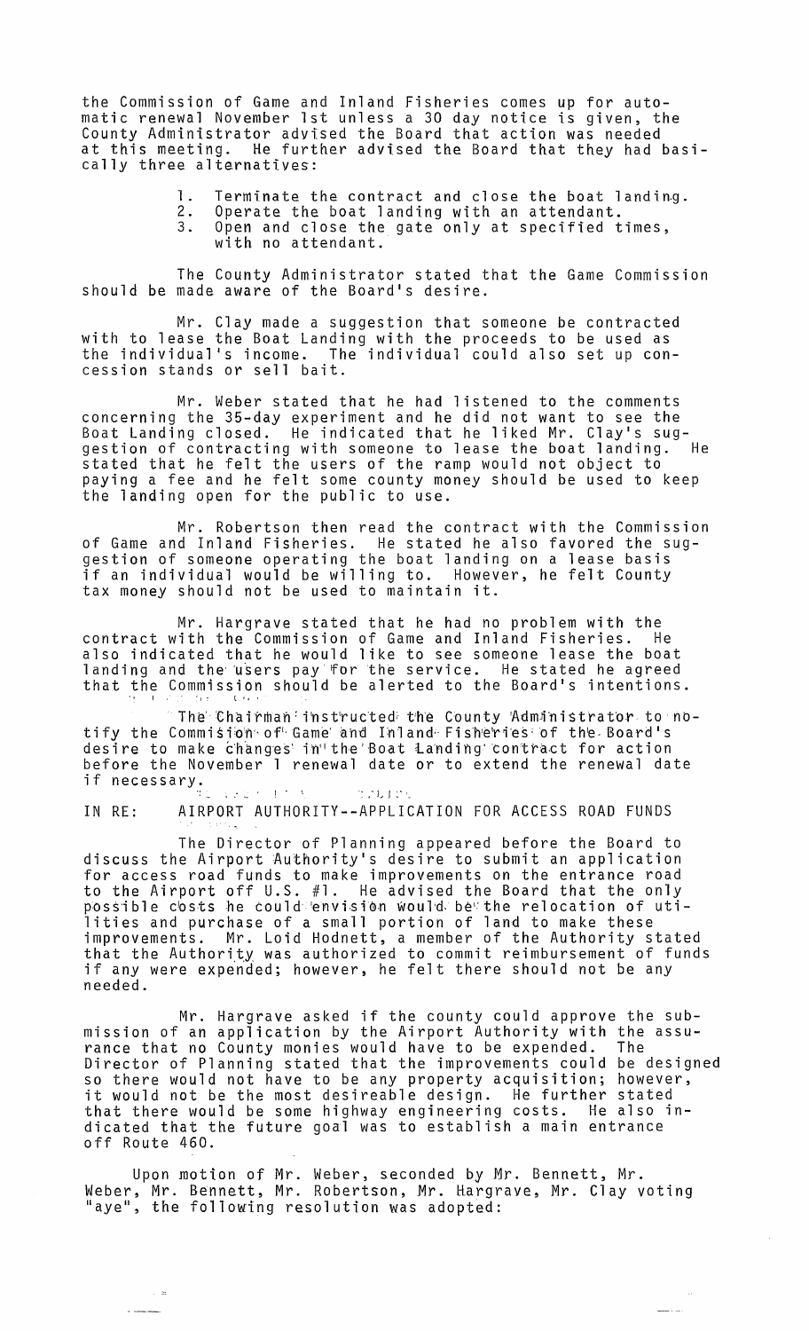the Commission of Game and Inland Fisheries comes up for automatic renewal November 1st unless a 30 day notice is given, the County Administrator advised the Board that action was needed at this meeting. He further advised the Board that they had basically three alternatives:

1. Terminate the contract and close the boat landing.
2. Operate the boat landing with an attendant.
3. Open and close the gate only at specified times, with no attendant.

The County Administrator stated that the Game Commission should be made aware of the Board's desire.

Mr. Clay made a suggestion that someone be contracted with to lease the Boat Landing with the proceeds to be used as the individual's income. The individual could also set up concession stands or sell bait.

Mr. Weber stated that he had listened to the comments concerning the 35-day experiment and he did not want to see the Boat Landing closed. He indicated that he liked Mr. Clay's suggestion of contracting with someone to lease the boat landing. He stated that he felt the users of the ramp would not object to paying a fee and he felt some county money should be used to keep the landing open for the public to use.

Mr. Robertson then read the contract with the Commission of Game and Inland Fisheries. He stated he also favored the suggestion of someone operating the boat landing on a lease basis if an individual would be willing to. However, he felt County tax money should not be used to maintain it.

Mr. Hargrave stated that he had no problem with the contract with the Commission of Game and Inland Fisheries. He also indicated that he would like to see someone lease the boat landing and the users pay for the service. He stated he agreed that the Commission should be alerted to the Board's intentions.

The Chairman instructed the County Administrator to notify the Commision of Game and Inland Fisheries of the Board's desire to make changes in the Boat Landing contract for action before the November 1 renewal date or to extend the renewal date if necessary.

IN RE: AIRPORT AUTHORITY--APPLICATION FOR ACCESS ROAD FUNDS

The Director of Planning appeared before the Board to discuss the Airport Authority's desire to submit an application for access road funds to make improvements on the entrance road to the Airport off U.S. #1. He advised the Board that the only possible costs he could envision would be the relocation of utilities and purchase of a small portion of land to make these improvements. Mr. Loid Hodnett, a member of the Authority stated that the Authority was authorized to commit reimbursement of funds if any were expended; however, he felt there should not be any needed.

Mr. Hargrave asked if the county could approve the submission of an application by the Airport Authority with the assurance that no County monies would have to be expended. The Director of Planning stated that the improvements could be designed so there would not have to be any property acquisition; however, it would not be the most desireable design. He further stated that there would be some highway engineering costs. He also indicated that the future goal was to establish a main entrance off Route 460.

Upon motion of Mr. Weber, seconded by Mr. Bennett, Mr. Weber, Mr. Bennett, Mr. Robertson, Mr. Hargrave, Mr. Clay voting "aye", the following resolution was adopted: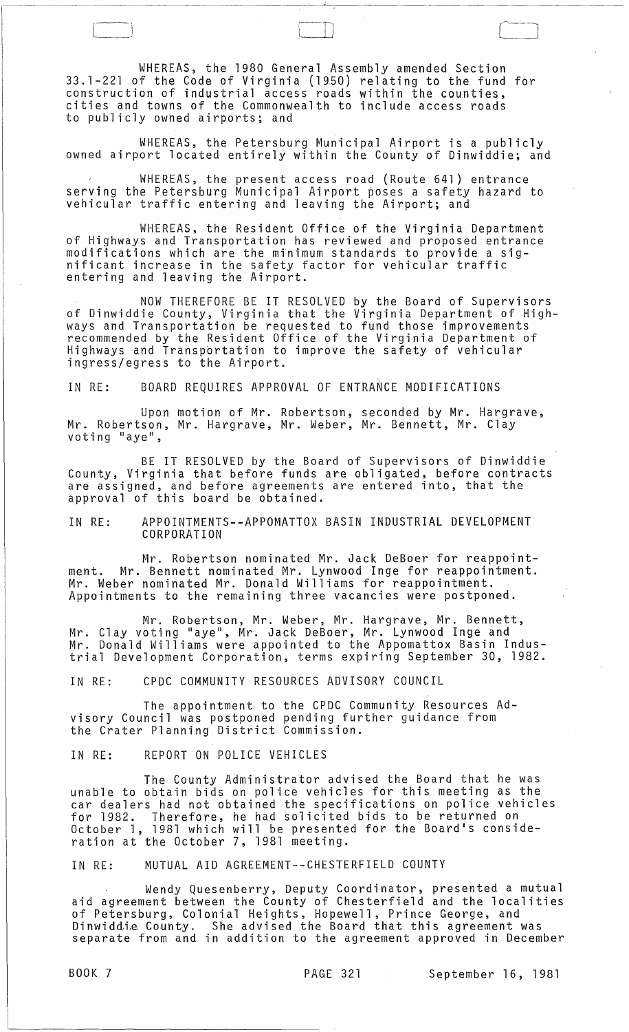WHEREAS, the 1980 General Assembly amended Section 33.1-221 of the Code of Virginia (1950) relating to the fund for construction of industrial access roads within the counties, cities and towns of the Commonwealth to include access roads to publicly owned airports; and

WHEREAS, the Petersburg Municipal Airport is a publicly owned airport located entirely within the County of Dinwiddie; and

WHEREAS, the present access road (Route 641) entrance serving the Petersburg Municipal Airport poses a safety hazard to vehicular traffic entering and leaving the Airport; and

WHEREAS, the Resident Office of the Virginia Department of Highways and Transportation has reviewed and proposed entrance modifications which are the minimum standards to provide a significant increase in the safety factor for vehicular traffic entering and leaving the Airport.

NOW THEREFORE BE IT RESOLVED by the Board of Supervisors of Dinwiddie County, Virginia that the Virginia Department of Highways and Transportation be requested to fund those improvements recommended by the Resident Office of the Virginia Department of Highways and Transportation to improve the safety of vehicular ingress/egress to the Airport.

IN RE: BOARD REQUIRES APPROVAL OF ENTRANCE MODIFICATIONS

Upon motion of Mr. Robertson, seconded by Mr. Hargrave, Mr. Robertson, Mr. Hargrave, Mr. Weber, Mr. Bennett, Mr. Clay voting "aye",

BE IT RESOLVED by the Board of Supervisors of Dinwiddie County, Virginia that before funds are obligated, before contracts are assigned, and before agreements are entered into, that the approval of this board be obtained.

IN RE: APPOINTMENTS--APPOMATTOX BASIN INDUSTRIAL DEVELOPMENT CORPORATION

Mr. Robertson nominated Mr. Jack DeBoer for reappointment. Mr. Bennett nominated Mr. Lynwood Inge for reappointment. Mr. Weber nominated Mr. Donald Williams for reappointment. Appointments to the remaining three vacancies were postponed.

Mr. Robertson, Mr. Weber, Mr. Hargrave, Mr. Bennett, Mr. Clay voting "aye", Mr. Jack DeBoer, Mr. Lynwood Inge and Mr. Donald Williams were appointed to the Appomattox Basin Industrial Development Corporation, terms expiring September 30, 1982.

IN RE: CPDC COMMUNITY RESOURCES ADVISORY COUNCIL

The appointment to the CPDC Community Resources Advisory Council was postponed pending further guidance from the Crater Planning District Commission.

IN RE: REPORT ON POLICE VEHICLES

The County Administrator advised the Board that he was unable to obtain bids on police vehicles for this meeting as the car dealers had not obtained the specifications on police vehicles for 1982. Therefore, he had solicited bids to be returned on October 1, 1981 which will be presented for the Board's consideration at the October 7, 1981 meeting.

IN RE: MUTUAL AID AGREEMENT--CHESTERFIELD COUNTY

Wendy Quesenberry, Deputy Coordinator, presented a mutual aid agreement between the County of Chesterfield and the localities of Petersburg, Colonial Heights, Hopewell, Prince George, and Dinwiddie County. She advised the Board that this agreement was separate from and in addition to the agreement approved in December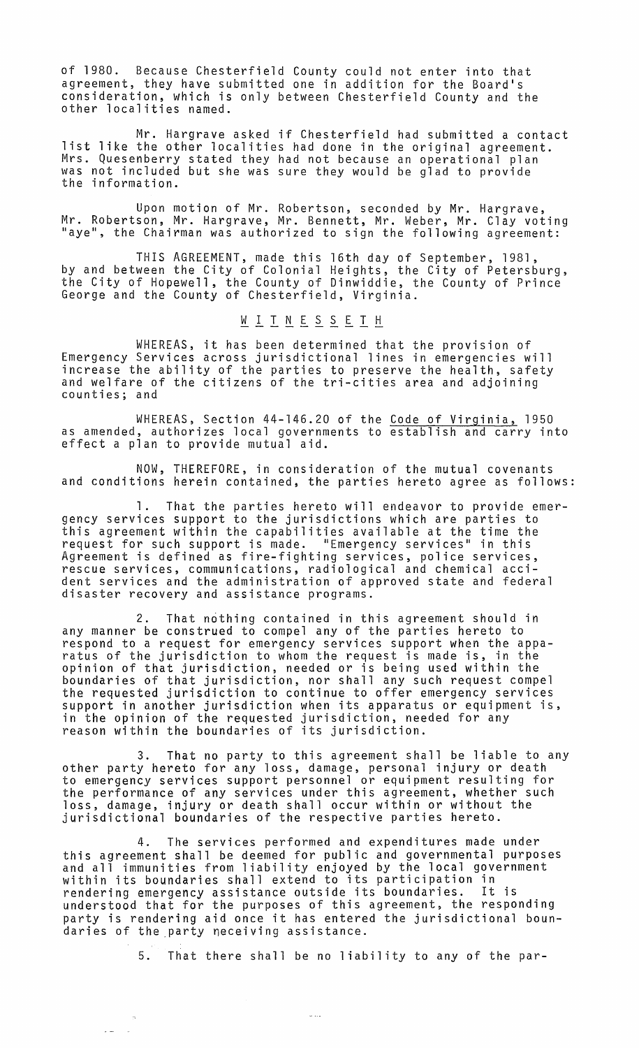of 1980. Because Chesterfield County could not enter into that agreement, they have submitted one in addition for the Board's consideration, which is only between Chesterfield County and the other localities named.

Mr. Hargrave asked if Chesterfield had submitted a contact list like the other localities had done in the original agreement. Mrs. Quesenberry stated they had not because an operational plan was not included but she was sure they would be glad to provide the information.

Upon motion of Mr. Robertson, seconded by Mr. Hargrave, Mr. Robertson, Mr. Hargrave, Mr. Bennett, Mr. Weber, Mr. Clay voting "aye", the Chairman was authorized to sign the following agreement:

THIS AGREEMENT, made this 16th day of September, 1981, by and between the City of Colonial Heights, the City of Petersburg, the City of Hopewell, the County of Dinwiddie, the County of Prince George and the County of Chesterfield, Virginia.

<u>W I T N E S S E T H</u>

WHEREAS, it has been determined that the provision of Emergency Services across jurisdictional lines in emergencies will increase the ability of the parties to preserve the health, safety and welfare of the citizens of the tri-cities area and adjoining counties; and

WHEREAS, Section 44-146.20 of the <u>Code of Virginia</u>, 1950 as amended, authorizes local governments to establish and carry into effect a plan to provide mutual aid.

NOW, THEREFORE, in consideration of the mutual covenants and conditions herein contained, the parties hereto agree as follows:

1. That the parties hereto will endeavor to provide emergency services support to the jurisdictions which are parties to this agreement within the capabilities available at the time the request for such support is made. "Emergency services" in this Agreement is defined as fire-fighting services, police services, rescue services, communications, radiological and chemical accident services and the administration of approved state and federal disaster recovery and assistance programs.

2. That nothing contained in this agreement should in any manner be construed to compel any of the parties hereto to respond to a request for emergency services support when the apparatus of the jurisdiction to whom the request is made is, in the opinion of that jurisdiction, needed or is being used within the boundaries of that jurisdiction, nor shall any such request compel the requested jurisdiction to continue to offer emergency services support in another jurisdiction when its apparatus or equipment is, in the opinion of the requested jurisdiction, needed for any reason within the boundaries of its jurisdiction.

3. That no party to this agreement shall be liable to any other party hereto for any loss, damage, personal injury or death to emergency services support personnel or equipment resulting for the performance of any services under this agreement, whether such loss, damage, injury or death shall occur within or without the jurisdictional boundaries of the respective parties hereto.

4. The services performed and expenditures made under this agreement shall be deemed for public and governmental purposes and all immunities from liability enjoyed by the local government within its boundaries shall extend to its participation in rendering emergency assistance outside its boundaries. It is understood that for the purposes of this agreement, the responding party is rendering aid once it has entered the jurisdictional boundaries of the party receiving assistance.

5. That there shall be no liability to any of the par-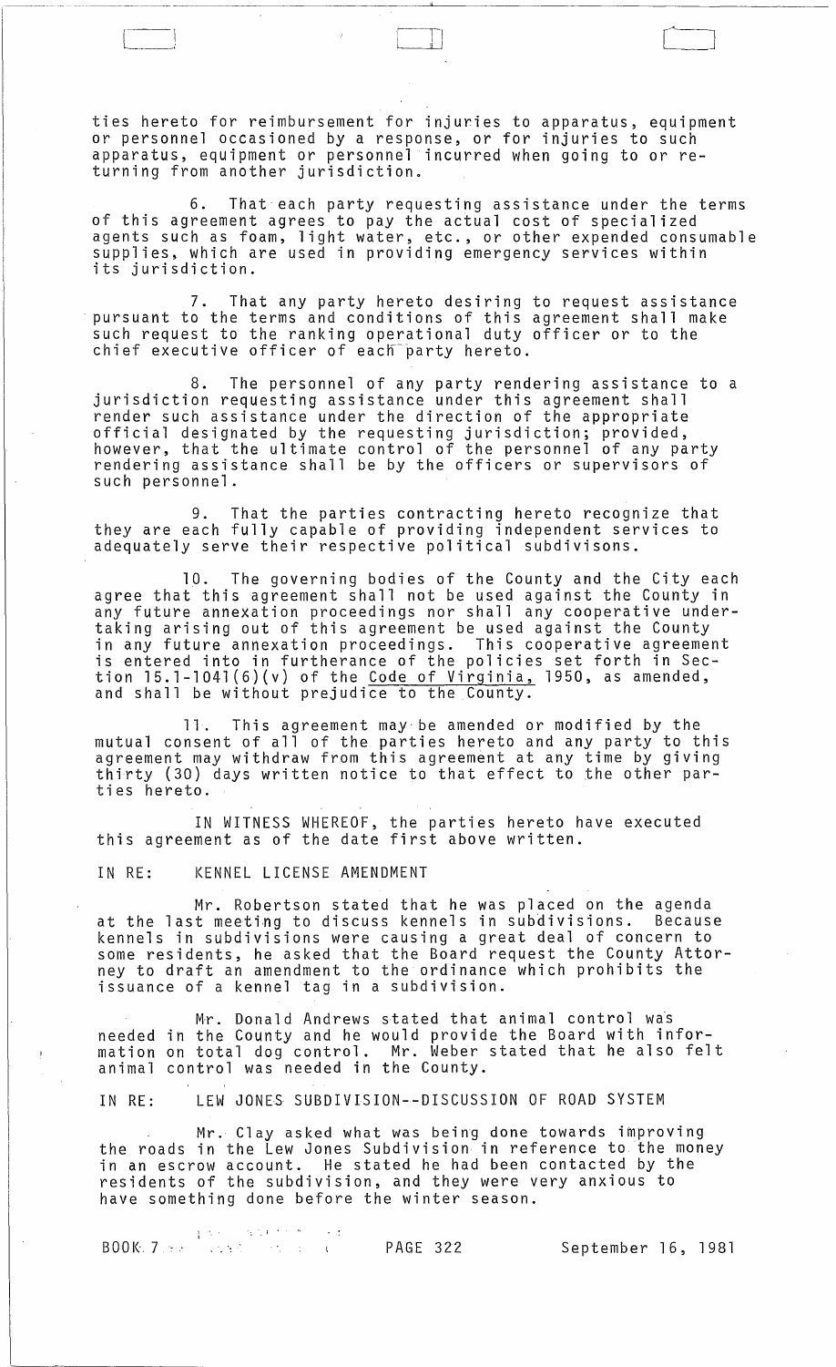ties hereto for reimbursement for injuries to apparatus, equipment or personnel occasioned by a response, or for injuries to such apparatus, equipment or personnel incurred when going to or returning from another jurisdiction.

6. That each party requesting assistance under the terms of this agreement agrees to pay the actual cost of specialized agents such as foam, light water, etc., or other expended consumable supplies, which are used in providing emergency services within its jurisdiction.

7. That any party hereto desiring to request assistance pursuant to the terms and conditions of this agreement shall make such request to the ranking operational duty officer or to the chief executive officer of each party hereto.

8. The personnel of any party rendering assistance to a jurisdiction requesting assistance under this agreement shall render such assistance under the direction of the appropriate official designated by the requesting jurisdiction; provided, however, that the ultimate control of the personnel of any party rendering assistance shall be by the officers or supervisors of such personnel.

9. That the parties contracting hereto recognize that they are each fully capable of providing independent services to adequately serve their respective political subdivisons.

10. The governing bodies of the County and the City each agree that this agreement shall not be used against the County in any future annexation proceedings nor shall any cooperative undertaking arising out of this agreement be used against the County in any future annexation proceedings. This cooperative agreement is entered into in furtherance of the policies set forth in Section 15.1-1041(6)(v) of the Code of Virginia, 1950, as amended, and shall be without prejudice to the County.

11. This agreement may be amended or modified by the mutual consent of all of the parties hereto and any party to this agreement may withdraw from this agreement at any time by giving thirty (30) days written notice to that effect to the other parties hereto.

IN WITNESS WHEREOF, the parties hereto have executed this agreement as of the date first above written.

IN RE: KENNEL LICENSE AMENDMENT

Mr. Robertson stated that he was placed on the agenda at the last meeting to discuss kennels in subdivisions. Because kennels in subdivisions were causing a great deal of concern to some residents, he asked that the Board request the County Attorney to draft an amendment to the ordinance which prohibits the issuance of a kennel tag in a subdivision.

Mr. Donald Andrews stated that animal control was needed in the County and he would provide the Board with information on total dog control. Mr. Weber stated that he also felt animal control was needed in the County.

IN RE: LEW JONES SUBDIVISION--DISCUSSION OF ROAD SYSTEM

Mr. Clay asked what was being done towards improving the roads in the Lew Jones Subdivision in reference to the money in an escrow account. He stated he had been contacted by the residents of the subdivision, and they were very anxious to have something done before the winter season.

BOOK 7 PAGE 322 September 16, 1981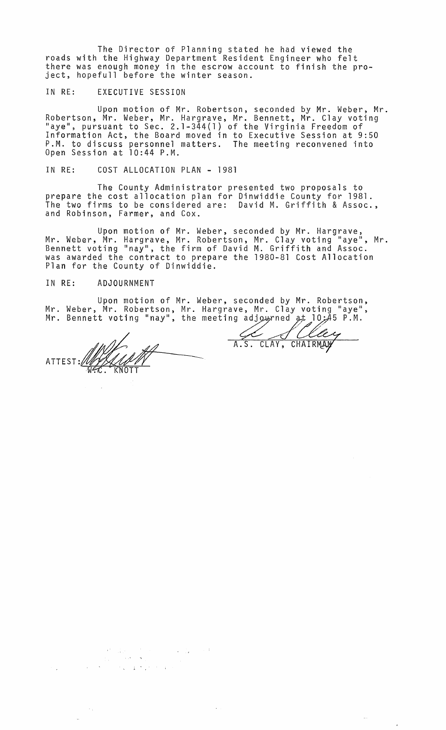The Director of Planning stated he had viewed the roads with the Highway Department Resident Engineer who felt there was enough money in the escrow account to finish the project, hopefull before the winter season.

IN RE: EXECUTIVE SESSION

Upon motion of Mr. Robertson, seconded by Mr. Weber, Mr. Robertson, Mr. Weber, Mr. Hargrave, Mr. Bennett, Mr. Clay voting "aye", pursuant to Sec. 2.1-344(1) of the Virginia Freedom of Information Act, the Board moved in to Executive Session at 9:50 P.M. to discuss personnel matters. The meeting reconvened into Open Session at 10:44 P.M.

IN RE: COST ALLOCATION PLAN - 1981

The County Administrator presented two proposals to prepare the cost allocation plan for Dinwiddie County for 1981. The two firms to be considered are: David M. Griffith & Assoc., and Robinson, Farmer, and Cox.

Upon motion of Mr. Weber, seconded by Mr. Hargrave, Mr. Weber, Mr. Hargrave, Mr. Robertson, Mr. Clay voting "aye", Mr. Bennett voting "nay", the firm of David M. Griffith and Assoc. was awarded the contract to prepare the 1980-81 Cost Allocation Plan for the County of Dinwiddie.

IN RE: ADJOURNMENT

Upon motion of Mr. Weber, seconded by Mr. Robertson, Mr. Weber, Mr. Robertson, Mr. Hargrave, Mr. Clay voting "aye", Mr. Bennett voting "nay", the meeting adjourned at 10:45 P.M.

A.S. CLAY, CHAIRMAN

ATTEST: W. C. KNOTT